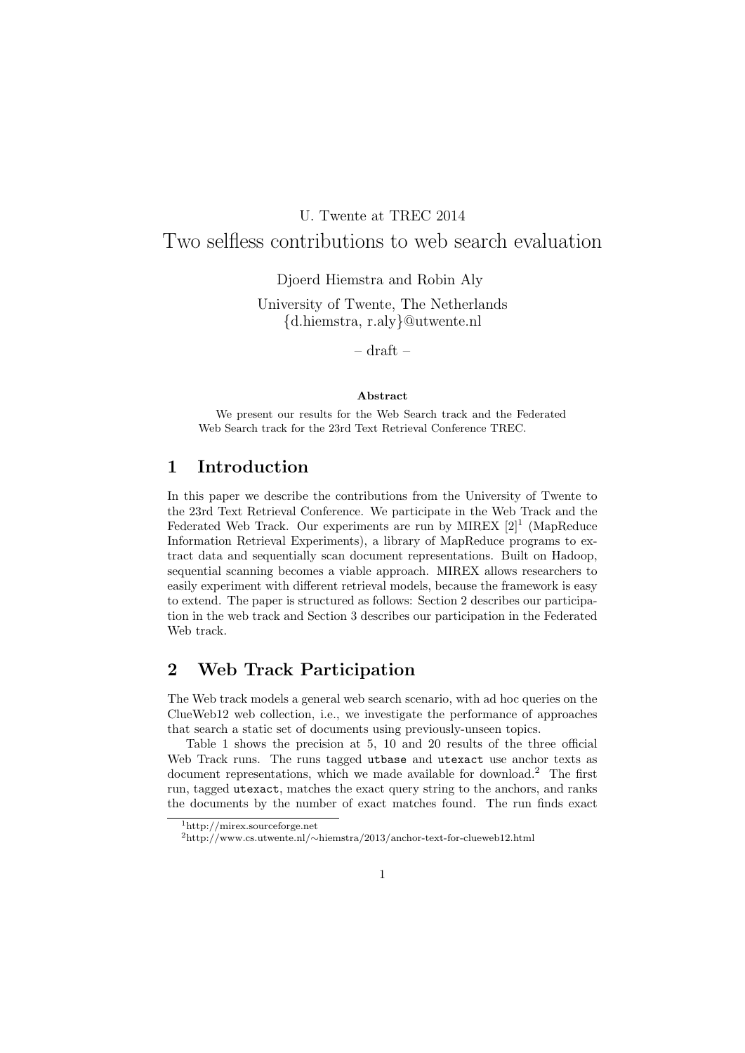U. Twente at TREC 2014

# Two selfless contributions to web search evaluation

Djoerd Hiemstra and Robin Aly

University of Twente, The Netherlands
{d.hiemstra, r.aly}@utwente.nl

– draft –

**Abstract**

We present our results for the Web Search track and the Federated Web Search track for the 23rd Text Retrieval Conference TREC.

## 1 Introduction

In this paper we describe the contributions from the University of Twente to the 23rd Text Retrieval Conference. We participate in the Web Track and the Federated Web Track. Our experiments are run by MIREX [2][1] (MapReduce Information Retrieval Experiments), a library of MapReduce programs to extract data and sequentially scan document representations. Built on Hadoop, sequential scanning becomes a viable approach. MIREX allows researchers to easily experiment with different retrieval models, because the framework is easy to extend. The paper is structured as follows: Section 2 describes our participation in the web track and Section 3 describes our participation in the Federated Web track.

## 2 Web Track Participation

The Web track models a general web search scenario, with ad hoc queries on the ClueWeb12 web collection, i.e., we investigate the performance of approaches that search a static set of documents using previously-unseen topics.

Table 1 shows the precision at 5, 10 and 20 results of the three official Web Track runs. The runs tagged `utbase` and `utexact` use anchor texts as document representations, which we made available for download.[2] The first run, tagged `utexact`, matches the exact query string to the anchors, and ranks the documents by the number of exact matches found. The run finds exact

[1] http://mirex.sourceforge.net

[2] http://www.cs.utwente.nl/~hiemstra/2013/anchor-text-for-clueweb12.html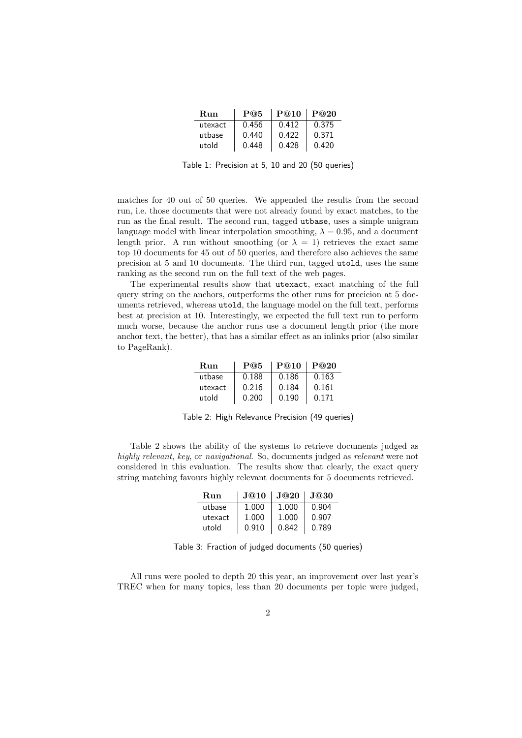| Run | P@5 | P@10 | P@20 |
|---|---|---|---|
| utexact | 0.456 | 0.412 | 0.375 |
| utbase | 0.440 | 0.422 | 0.371 |
| utold | 0.448 | 0.428 | 0.420 |

Table 1: Precision at 5, 10 and 20 (50 queries)

matches for 40 out of 50 queries. We appended the results from the second run, i.e. those documents that were not already found by exact matches, to the run as the final result. The second run, tagged `utbase`, uses a simple unigram language model with linear interpolation smoothing, $\lambda = 0.95$, and a document length prior. A run without smoothing (or $\lambda = 1$) retrieves the exact same top 10 documents for 45 out of 50 queries, and therefore also achieves the same precision at 5 and 10 documents. The third run, tagged `utold`, uses the same ranking as the second run on the full text of the web pages.

The experimental results show that `utexact`, exact matching of the full query string on the anchors, outperforms the other runs for precicion at 5 documents retrieved, whereas `utold`, the language model on the full text, performs best at precision at 10. Interestingly, we expected the full text run to perform much worse, because the anchor runs use a document length prior (the more anchor text, the better), that has a similar effect as an inlinks prior (also similar to PageRank).

| Run | P@5 | P@10 | P@20 |
|---|---|---|---|
| utbase | 0.188 | 0.186 | 0.163 |
| utexact | 0.216 | 0.184 | 0.161 |
| utold | 0.200 | 0.190 | 0.171 |

Table 2: High Relevance Precision (49 queries)

Table 2 shows the ability of the systems to retrieve documents judged as *highly relevant*, *key*, or *navigational*. So, documents judged as *relevant* were not considered in this evaluation. The results show that clearly, the exact query string matching favours highly relevant documents for 5 documents retrieved.

| Run | J@10 | J@20 | J@30 |
|---|---|---|---|
| utbase | 1.000 | 1.000 | 0.904 |
| utexact | 1.000 | 1.000 | 0.907 |
| utold | 0.910 | 0.842 | 0.789 |

Table 3: Fraction of judged documents (50 queries)

All runs were pooled to depth 20 this year, an improvement over last year's TREC when for many topics, less than 20 documents per topic were judged,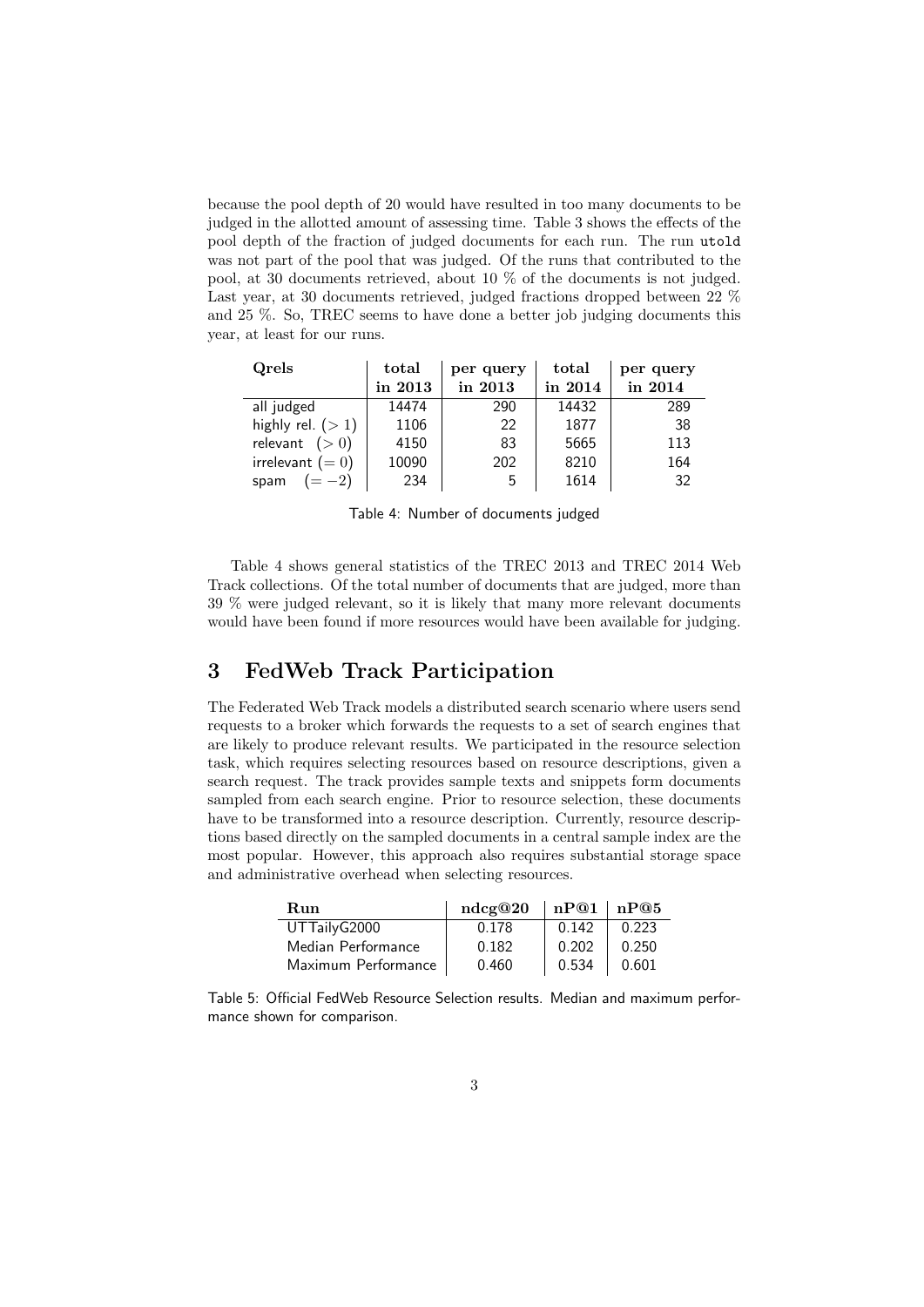because the pool depth of 20 would have resulted in too many documents to be judged in the allotted amount of assessing time. Table 3 shows the effects of the pool depth of the fraction of judged documents for each run. The run utold was not part of the pool that was judged. Of the runs that contributed to the pool, at 30 documents retrieved, about 10 % of the documents is not judged. Last year, at 30 documents retrieved, judged fractions dropped between 22 % and 25 %. So, TREC seems to have done a better job judging documents this year, at least for our runs.

| **Qrels** | **total in 2013** | **per query in 2013** | **total in 2014** | **per query in 2014** |
|---|---|---|---|---|
| all judged | 14474 | 290 | 14432 | 289 |
| highly rel. ($> 1$) | 1106 | 22 | 1877 | 38 |
| relevant ($> 0$) | 4150 | 83 | 5665 | 113 |
| irrelevant ($= 0$) | 10090 | 202 | 8210 | 164 |
| spam ($= -2$) | 234 | 5 | 1614 | 32 |

Table 4: Number of documents judged

Table 4 shows general statistics of the TREC 2013 and TREC 2014 Web Track collections. Of the total number of documents that are judged, more than 39 % were judged relevant, so it is likely that many more relevant documents would have been found if more resources would have been available for judging.

# 3 FedWeb Track Participation

The Federated Web Track models a distributed search scenario where users send requests to a broker which forwards the requests to a set of search engines that are likely to produce relevant results. We participated in the resource selection task, which requires selecting resources based on resource descriptions, given a search request. The track provides sample texts and snippets form documents sampled from each search engine. Prior to resource selection, these documents have to be transformed into a resource description. Currently, resource descriptions based directly on the sampled documents in a central sample index are the most popular. However, this approach also requires substantial storage space and administrative overhead when selecting resources.

| **Run** | **ndcg@20** | **nP@1** | **nP@5** |
|---|---|---|---|
| UTTailyG2000 | 0.178 | 0.142 | 0.223 |
| Median Performance | 0.182 | 0.202 | 0.250 |
| Maximum Performance | 0.460 | 0.534 | 0.601 |

Table 5: Official FedWeb Resource Selection results. Median and maximum performance shown for comparison.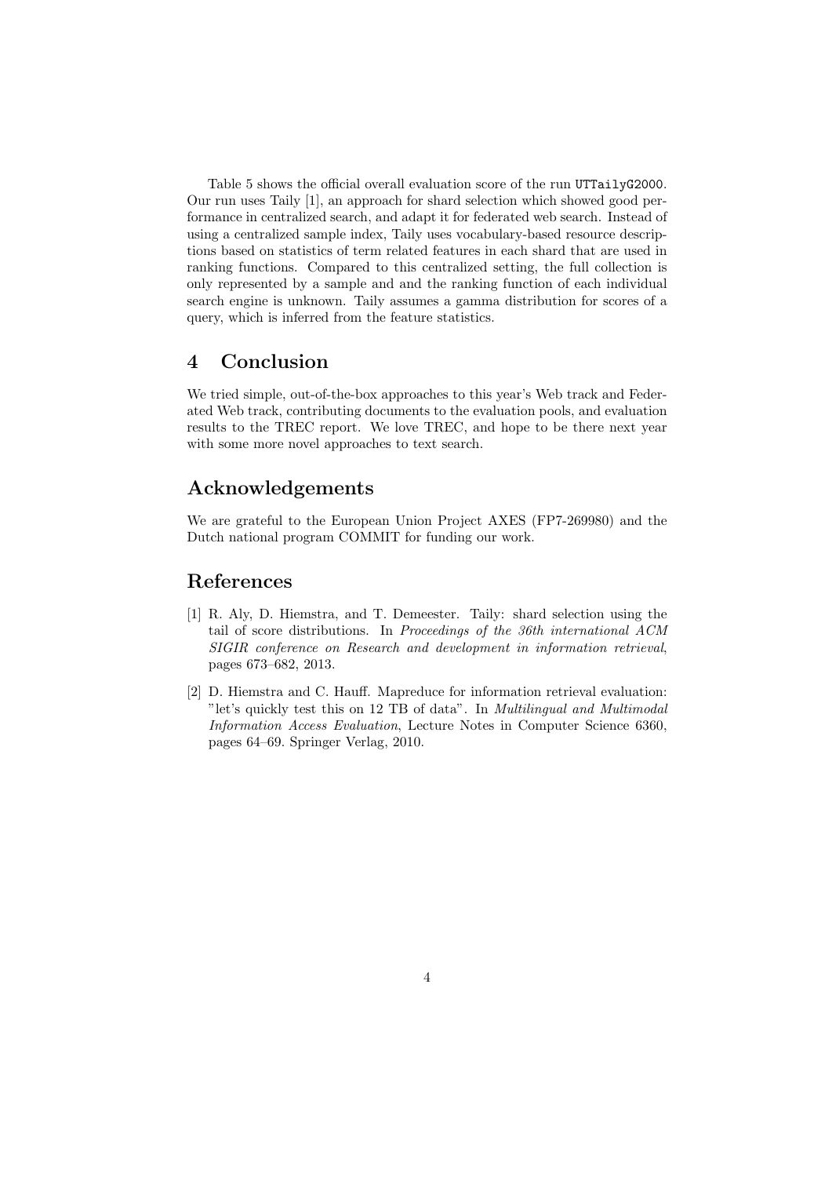Table 5 shows the official overall evaluation score of the run `UTTailyG2000`. Our run uses Taily [1], an approach for shard selection which showed good performance in centralized search, and adapt it for federated web search. Instead of using a centralized sample index, Taily uses vocabulary-based resource descriptions based on statistics of term related features in each shard that are used in ranking functions. Compared to this centralized setting, the full collection is only represented by a sample and and the ranking function of each individual search engine is unknown. Taily assumes a gamma distribution for scores of a query, which is inferred from the feature statistics.

# 4 Conclusion

We tried simple, out-of-the-box approaches to this year's Web track and Federated Web track, contributing documents to the evaluation pools, and evaluation results to the TREC report. We love TREC, and hope to be there next year with some more novel approaches to text search.

# Acknowledgements

We are grateful to the European Union Project AXES (FP7-269980) and the Dutch national program COMMIT for funding our work.

# References

[1] R. Aly, D. Hiemstra, and T. Demeester. Taily: shard selection using the tail of score distributions. In *Proceedings of the 36th international ACM SIGIR conference on Research and development in information retrieval*, pages 673–682, 2013.

[2] D. Hiemstra and C. Hauff. Mapreduce for information retrieval evaluation: "let's quickly test this on 12 TB of data". In *Multilingual and Multimodal Information Access Evaluation*, Lecture Notes in Computer Science 6360, pages 64–69. Springer Verlag, 2010.